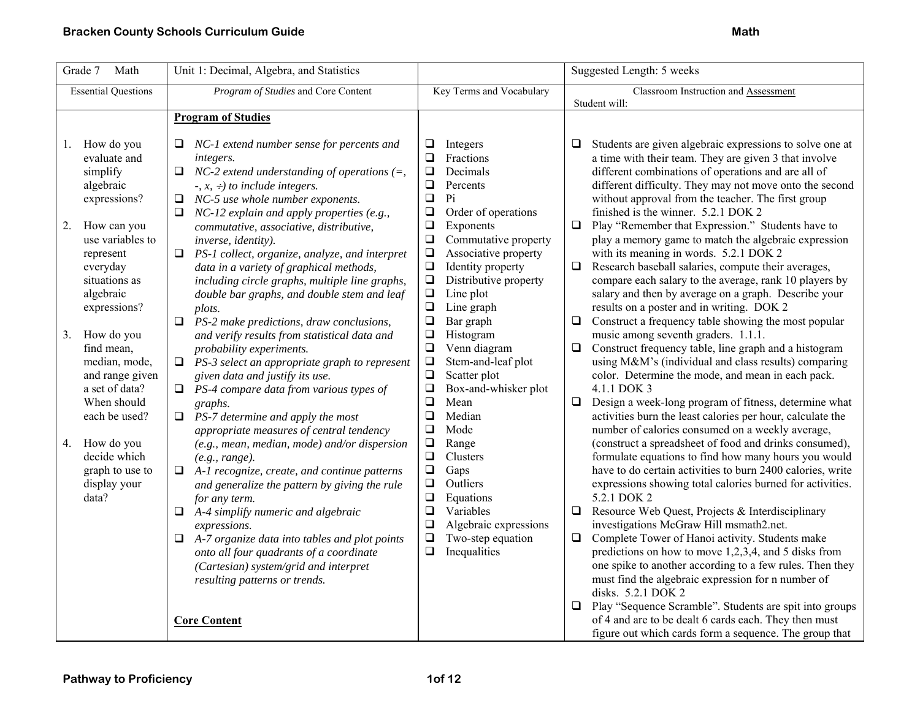| Grade 7 Math | Unit 1: Decimal, Algebra, and Statistics | | Suggested Length: 5 weeks |
|---|---|---|---|
| Essential Questions | *Program of Studies* and Core Content | Key Terms and Vocabulary | Classroom Instruction and Assessment<br>Student will: |
| 1. How do you evaluate and simplify algebraic expressions?<br><br>2. How can you use variables to represent everyday situations as algebraic expressions?<br><br>3. How do you find mean, median, mode, and range given a set of data? When should each be used?<br><br>4. How do you decide which graph to use to display your data? | **Program of Studies**<br><br>❑ *NC-1 extend number sense for percents and integers.*<br>❑ *NC-2 extend understanding of operations (=, -, x, ÷) to include integers.*<br>❑ *NC-5 use whole number exponents.*<br>❑ *NC-12 explain and apply properties (e.g., commutative, associative, distributive, inverse, identity).*<br>❑ *PS-1 collect, organize, analyze, and interpret data in a variety of graphical methods, including circle graphs, multiple line graphs, double bar graphs, and double stem and leaf plots.*<br>❑ *PS-2 make predictions, draw conclusions, and verify results from statistical data and probability experiments.*<br>❑ *PS-3 select an appropriate graph to represent given data and justify its use.*<br>❑ *PS-4 compare data from various types of graphs.*<br>❑ *PS-7 determine and apply the most appropriate measures of central tendency (e.g., mean, median, mode) and/or dispersion (e.g., range).*<br>❑ *A-1 recognize, create, and continue patterns and generalize the pattern by giving the rule for any term.*<br>❑ *A-4 simplify numeric and algebraic expressions.*<br>❑ *A-7 organize data into tables and plot points onto all four quadrants of a coordinate (Cartesian) system/grid and interpret resulting patterns or trends.*<br><br>**Core Content** | ❑ Integers<br>❑ Fractions<br>❑ Decimals<br>❑ Percents<br>❑ Pi<br>❑ Order of operations<br>❑ Exponents<br>❑ Commutative property<br>❑ Associative property<br>❑ Identity property<br>❑ Distributive property<br>❑ Line plot<br>❑ Line graph<br>❑ Bar graph<br>❑ Histogram<br>❑ Venn diagram<br>❑ Stem-and-leaf plot<br>❑ Scatter plot<br>❑ Box-and-whisker plot<br>❑ Mean<br>❑ Median<br>❑ Mode<br>❑ Range<br>❑ Clusters<br>❑ Gaps<br>❑ Outliers<br>❑ Equations<br>❑ Variables<br>❑ Algebraic expressions<br>❑ Two-step equation<br>❑ Inequalities | ❑ Students are given algebraic expressions to solve one at a time with their team. They are given 3 that involve different combinations of operations and are all of different difficulty. They may not move onto the second without approval from the teacher. The first group finished is the winner. 5.2.1 DOK 2<br>❑ Play "Remember that Expression." Students have to play a memory game to match the algebraic expression with its meaning in words. 5.2.1 DOK 2<br>❑ Research baseball salaries, compute their averages, compare each salary to the average, rank 10 players by salary and then by average on a graph. Describe your results on a poster and in writing. DOK 2<br>❑ Construct a frequency table showing the most popular music among seventh graders. 1.1.1.<br>❑ Construct frequency table, line graph and a histogram using M&M's (individual and class results) comparing color. Determine the mode, and mean in each pack. 4.1.1 DOK 3<br>❑ Design a week-long program of fitness, determine what activities burn the least calories per hour, calculate the number of calories consumed on a weekly average, (construct a spreadsheet of food and drinks consumed), formulate equations to find how many hours you would have to do certain activities to burn 2400 calories, write expressions showing total calories burned for activities. 5.2.1 DOK 2<br>❑ Resource Web Quest, Projects & Interdisciplinary investigations McGraw Hill msmath2.net.<br>❑ Complete Tower of Hanoi activity. Students make predictions on how to move 1,2,3,4, and 5 disks from one spike to another according to a few rules. Then they must find the algebraic expression for n number of disks. 5.2.1 DOK 2<br>❑ Play "Sequence Scramble". Students are spit into groups of 4 and are to be dealt 6 cards each. They then must figure out which cards form a sequence. The group that |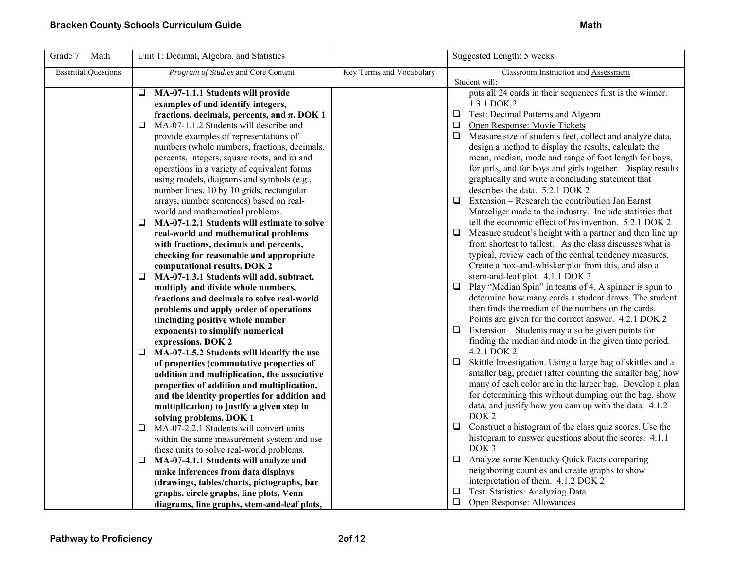| Grade 7 Math | Unit 1: Decimal, Algebra, and Statistics | | Suggested Length: 5 weeks |
|---|---|---|---|
| Essential Questions | *Program of Studies* and Core Content | Key Terms and Vocabulary | Classroom Instruction and Assessment<br>Student will: |
| | ❑ **MA-07-1.1.1 Students will provide examples of and identify integers, fractions, decimals, percents, and π. DOK 1**<br>❑ MA-07-1.1.2 Students will describe and provide examples of representations of numbers (whole numbers, fractions, decimals, percents, integers, square roots, and π) and operations in a variety of equivalent forms using models, diagrams and symbols (e.g., number lines, 10 by 10 grids, rectangular arrays, number sentences) based on real-world and mathematical problems.<br>❑ **MA-07-1.2.1 Students will estimate to solve real-world and mathematical problems with fractions, decimals and percents, checking for reasonable and appropriate computational results. DOK 2**<br>❑ **MA-07-1.3.1 Students will add, subtract, multiply and divide whole numbers, fractions and decimals to solve real-world problems and apply order of operations (including positive whole number exponents) to simplify numerical expressions. DOK 2**<br>❑ **MA-07-1.5.2 Students will identify the use of properties (commutative properties of addition and multiplication, the associative properties of addition and multiplication, and the identity properties for addition and multiplication) to justify a given step in solving problems. DOK 1**<br>❑ MA-07-2.2.1 Students will convert units within the same measurement system and use these units to solve real-world problems.<br>❑ **MA-07-4.1.1 Students will analyze and make inferences from data displays (drawings, tables/charts, pictographs, bar graphs, circle graphs, line plots, Venn diagrams, line graphs, stem-and-leaf plots,** | | puts all 24 cards in their sequences first is the winner. 1.3.1 DOK 2<br>❑ Test: Decimal Patterns and Algebra<br>❑ Open Response: Movie Tickets<br>❑ Measure size of students feet, collect and analyze data, design a method to display the results, calculate the mean, median, mode and range of foot length for boys, for girls, and for boys and girls together. Display results graphically and write a concluding statement that describes the data. 5.2.1 DOK 2<br>❑ Extension – Research the contribution Jan Earnst Matzeliger made to the industry. Include statistics that tell the economic effect of his invention. 5.2.1 DOK 2<br>❑ Measure student's height with a partner and then line up from shortest to tallest. As the class discusses what is typical, review each of the central tendency measures. Create a box-and-whisker plot from this, and also a stem-and-leaf plot. 4.1.1 DOK 3<br>❑ Play "Median Spin" in teams of 4. A spinner is spun to determine how many cards a student draws. The student then finds the median of the numbers on the cards. Points are given for the correct answer. 4.2.1 DOK 2<br>❑ Extension – Students may also be given points for finding the median and mode in the given time period. 4.2.1 DOK 2<br>❑ Skittle Investigation. Using a large bag of skittles and a smaller bag, predict (after counting the smaller bag) how many of each color are in the larger bag. Develop a plan for determining this without dumping out the bag, show data, and justify how you cam up with the data. 4.1.2 DOK 2<br>❑ Construct a histogram of the class quiz scores. Use the histogram to answer questions about the scores. 4.1.1 DOK 3<br>❑ Analyze some Kentucky Quick Facts comparing neighboring counties and create graphs to show interpretation of them. 4.1.2 DOK 2<br>❑ Test: Statistics: Analyzing Data<br>❑ Open Response: Allowances |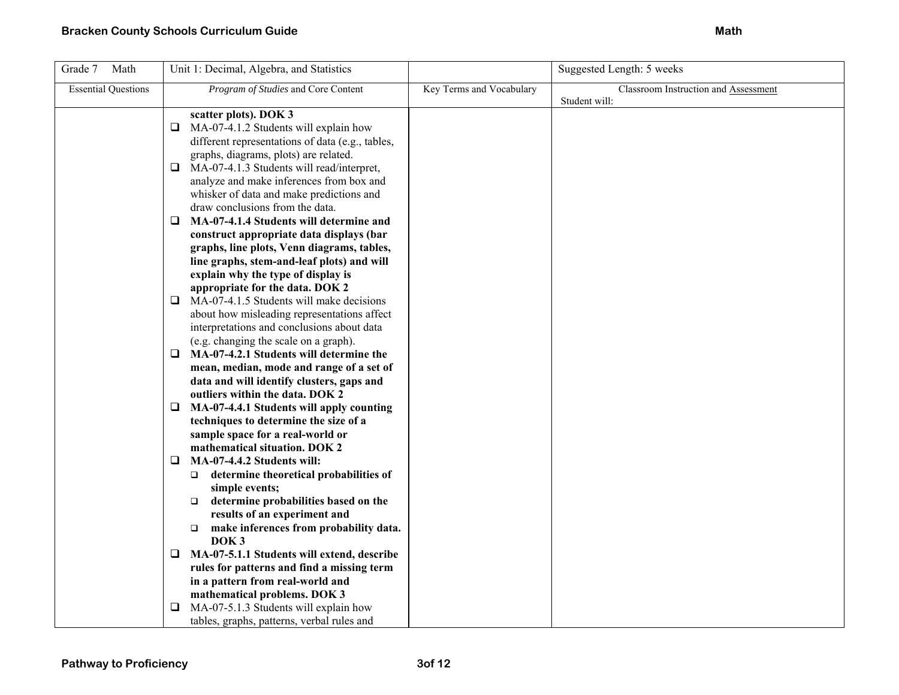| Grade 7 Math | Unit 1: Decimal, Algebra, and Statistics | | Suggested Length: 5 weeks |
|---|---|---|---|
| Essential Questions | *Program of Studies* and Core Content | Key Terms and Vocabulary | Classroom Instruction and Assessment<br>Student will: |
| | **scatter plots). DOK 3**<br>❑ MA-07-4.1.2 Students will explain how different representations of data (e.g., tables, graphs, diagrams, plots) are related.<br>❑ MA-07-4.1.3 Students will read/interpret, analyze and make inferences from box and whisker of data and make predictions and draw conclusions from the data.<br>❑ **MA-07-4.1.4 Students will determine and construct appropriate data displays (bar graphs, line plots, Venn diagrams, tables, line graphs, stem-and-leaf plots) and will explain why the type of display is appropriate for the data. DOK 2**<br>❑ MA-07-4.1.5 Students will make decisions about how misleading representations affect interpretations and conclusions about data (e.g. changing the scale on a graph).<br>❑ **MA-07-4.2.1 Students will determine the mean, median, mode and range of a set of data and will identify clusters, gaps and outliers within the data. DOK 2**<br>❑ **MA-07-4.4.1 Students will apply counting techniques to determine the size of a sample space for a real-world or mathematical situation. DOK 2**<br>❑ **MA-07-4.4.2 Students will:**<br>&nbsp;&nbsp;❑ **determine theoretical probabilities of simple events;**<br>&nbsp;&nbsp;❑ **determine probabilities based on the results of an experiment and**<br>&nbsp;&nbsp;❑ **make inferences from probability data. DOK 3**<br>❑ **MA-07-5.1.1 Students will extend, describe rules for patterns and find a missing term in a pattern from real-world and mathematical problems. DOK 3**<br>❑ MA-07-5.1.3 Students will explain how tables, graphs, patterns, verbal rules and | | |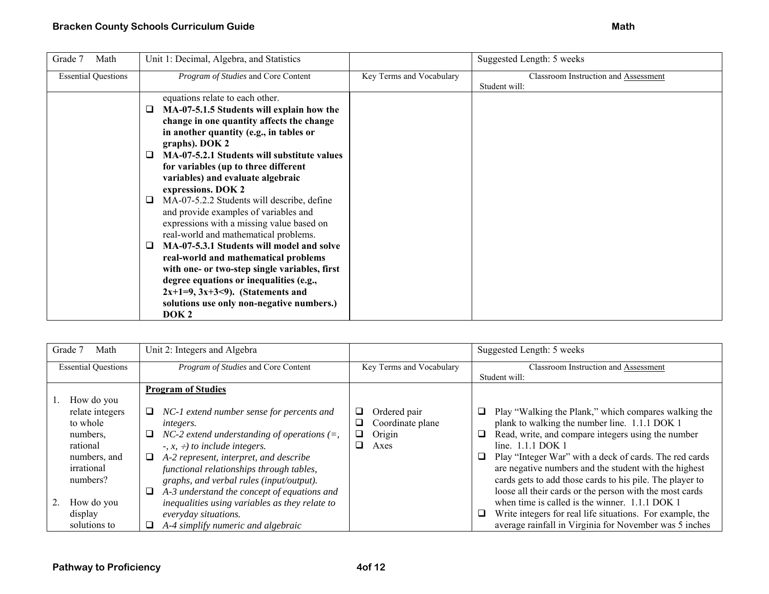| Grade 7 Math | Unit 1: Decimal, Algebra, and Statistics | | Suggested Length: 5 weeks |
|---|---|---|---|
| Essential Questions | *Program of Studies* and Core Content | Key Terms and Vocabulary | Classroom Instruction and Assessment<br>Student will: |
| | equations relate to each other.<br>❑ **MA-07-5.1.5 Students will explain how the change in one quantity affects the change in another quantity (e.g., in tables or graphs). DOK 2**<br>❑ **MA-07-5.2.1 Students will substitute values for variables (up to three different variables) and evaluate algebraic expressions. DOK 2**<br>❑ MA-07-5.2.2 Students will describe, define and provide examples of variables and expressions with a missing value based on real-world and mathematical problems.<br>❑ **MA-07-5.3.1 Students will model and solve real-world and mathematical problems with one- or two-step single variables, first degree equations or inequalities (e.g., 2x+1=9, 3x+3<9). (Statements and solutions use only non-negative numbers.) DOK 2** | | |

| Grade 7 Math | Unit 2: Integers and Algebra | | Suggested Length: 5 weeks |
|---|---|---|---|
| Essential Questions | *Program of Studies* and Core Content | Key Terms and Vocabulary | Classroom Instruction and Assessment<br>Student will: |
| 1. How do you relate integers to whole numbers, rational numbers, and irrational numbers?<br><br>2. How do you display solutions to | **Program of Studies**<br><br>❑ *NC-1 extend number sense for percents and integers.*<br>❑ *NC-2 extend understanding of operations (=, -, x, ÷) to include integers.*<br>❑ *A-2 represent, interpret, and describe functional relationships through tables, graphs, and verbal rules (input/output).*<br>❑ *A-3 understand the concept of equations and inequalities using variables as they relate to everyday situations.*<br>❑ *A-4 simplify numeric and algebraic* | ❑ Ordered pair<br>❑ Coordinate plane<br>❑ Origin<br>❑ Axes | ❑ Play "Walking the Plank," which compares walking the plank to walking the number line. 1.1.1 DOK 1<br>❑ Read, write, and compare integers using the number line. 1.1.1 DOK 1<br>❑ Play "Integer War" with a deck of cards. The red cards are negative numbers and the student with the highest cards gets to add those cards to his pile. The player to loose all their cards or the person with the most cards when time is called is the winner. 1.1.1 DOK 1<br>❑ Write integers for real life situations. For example, the average rainfall in Virginia for November was 5 inches |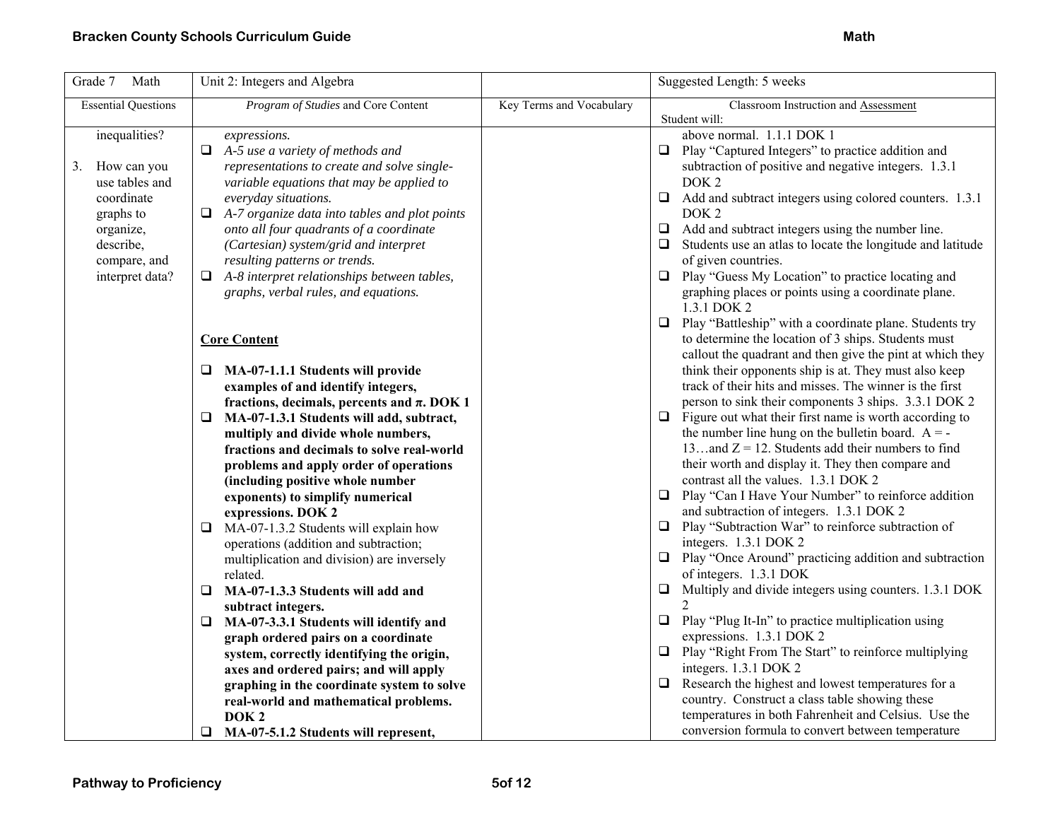| Grade 7 Math | Unit 2: Integers and Algebra | | Suggested Length: 5 weeks |
|---|---|---|---|
| Essential Questions | *Program of Studies* and Core Content | Key Terms and Vocabulary | Classroom Instruction and Assessment<br>Student will: |
| inequalities?<br><br>3. How can you use tables and coordinate graphs to organize, describe, compare, and interpret data? | *expressions.*<br>❑ *A-5 use a variety of methods and representations to create and solve single-variable equations that may be applied to everyday situations.*<br>❑ *A-7 organize data into tables and plot points onto all four quadrants of a coordinate (Cartesian) system/grid and interpret resulting patterns or trends.*<br>❑ *A-8 interpret relationships between tables, graphs, verbal rules, and equations.*<br><br>**Core Content**<br><br>❑ **MA-07-1.1.1 Students will provide examples of and identify integers, fractions, decimals, percents and π. DOK 1**<br>❑ **MA-07-1.3.1 Students will add, subtract, multiply and divide whole numbers, fractions and decimals to solve real-world problems and apply order of operations (including positive whole number exponents) to simplify numerical expressions. DOK 2**<br>❑ MA-07-1.3.2 Students will explain how operations (addition and subtraction; multiplication and division) are inversely related.<br>❑ **MA-07-1.3.3 Students will add and subtract integers.**<br>❑ **MA-07-3.3.1 Students will identify and graph ordered pairs on a coordinate system, correctly identifying the origin, axes and ordered pairs; and will apply graphing in the coordinate system to solve real-world and mathematical problems. DOK 2**<br>❑ **MA-07-5.1.2 Students will represent,** | | above normal. 1.1.1 DOK 1<br>❑ Play "Captured Integers" to practice addition and subtraction of positive and negative integers. 1.3.1 DOK 2<br>❑ Add and subtract integers using colored counters. 1.3.1 DOK 2<br>❑ Add and subtract integers using the number line.<br>❑ Students use an atlas to locate the longitude and latitude of given countries.<br>❑ Play "Guess My Location" to practice locating and graphing places or points using a coordinate plane. 1.3.1 DOK 2<br>❑ Play "Battleship" with a coordinate plane. Students try to determine the location of 3 ships. Students must callout the quadrant and then give the pint at which they think their opponents ship is at. They must also keep track of their hits and misses. The winner is the first person to sink their components 3 ships. 3.3.1 DOK 2<br>❑ Figure out what their first name is worth according to the number line hung on the bulletin board. A = -13…and Z = 12. Students add their numbers to find their worth and display it. They then compare and contrast all the values. 1.3.1 DOK 2<br>❑ Play "Can I Have Your Number" to reinforce addition and subtraction of integers. 1.3.1 DOK 2<br>❑ Play "Subtraction War" to reinforce subtraction of integers. 1.3.1 DOK 2<br>❑ Play "Once Around" practicing addition and subtraction of integers. 1.3.1 DOK<br>❑ Multiply and divide integers using counters. 1.3.1 DOK 2<br>❑ Play "Plug It-In" to practice multiplication using expressions. 1.3.1 DOK 2<br>❑ Play "Right From The Start" to reinforce multiplying integers. 1.3.1 DOK 2<br>❑ Research the highest and lowest temperatures for a country. Construct a class table showing these temperatures in both Fahrenheit and Celsius. Use the conversion formula to convert between temperature |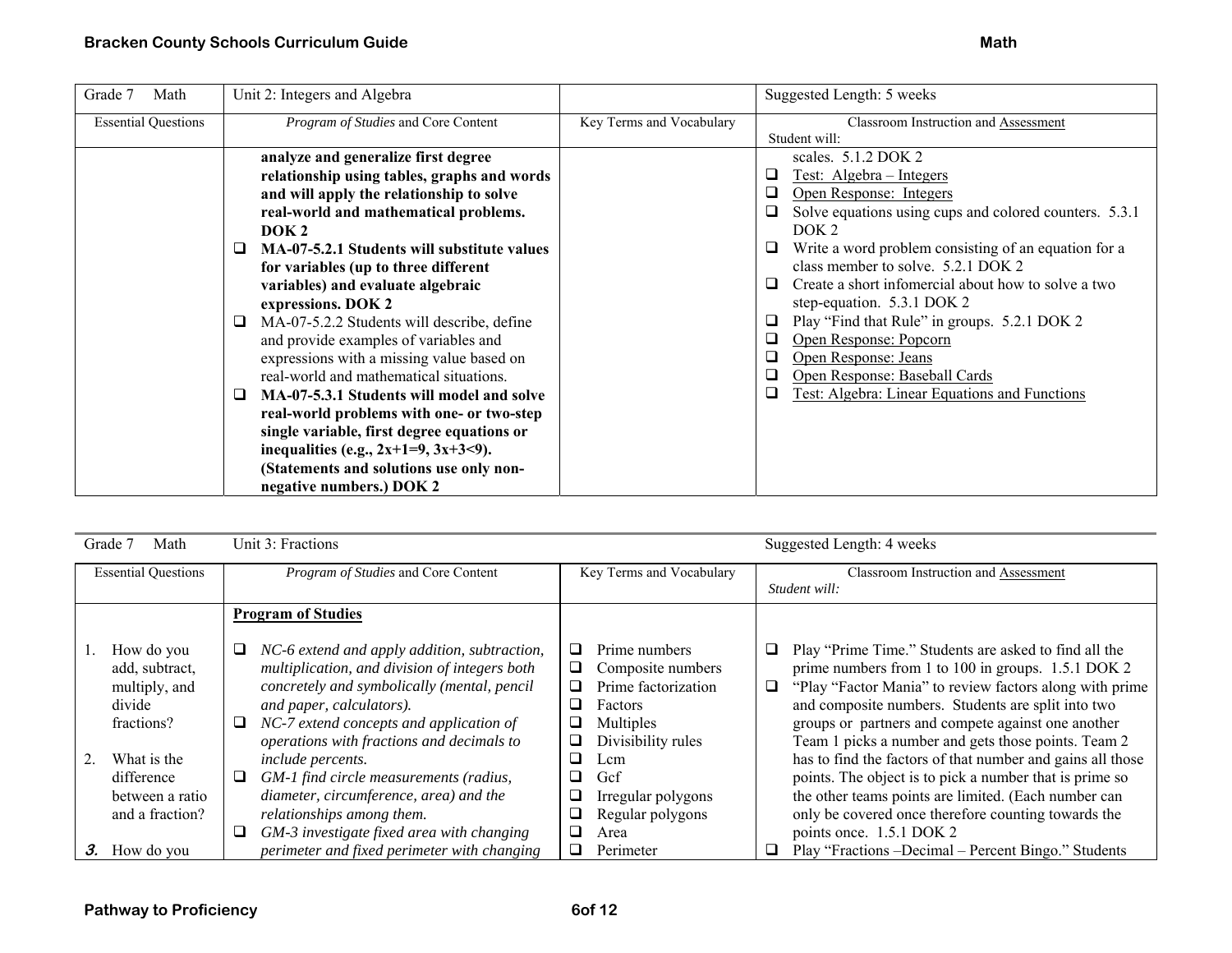| Grade 7 Math | Unit 2: Integers and Algebra | | Suggested Length: 5 weeks |
|---|---|---|---|
| Essential Questions | *Program of Studies* and Core Content | Key Terms and Vocabulary | Classroom Instruction and Assessment<br>Student will: |
| | **analyze and generalize first degree relationship using tables, graphs and words and will apply the relationship to solve real-world and mathematical problems. DOK 2**<br>❑ **MA-07-5.2.1 Students will substitute values for variables (up to three different variables) and evaluate algebraic expressions. DOK 2**<br>❑ MA-07-5.2.2 Students will describe, define and provide examples of variables and expressions with a missing value based on real-world and mathematical situations.<br>❑ **MA-07-5.3.1 Students will model and solve real-world problems with one- or two-step single variable, first degree equations or inequalities (e.g., 2x+1=9, 3x+3<9). (Statements and solutions use only non-negative numbers.) DOK 2** | | scales. 5.1.2 DOK 2<br>❑ Test: Algebra – Integers<br>❑ Open Response: Integers<br>❑ Solve equations using cups and colored counters. 5.3.1 DOK 2<br>❑ Write a word problem consisting of an equation for a class member to solve. 5.2.1 DOK 2<br>❑ Create a short infomercial about how to solve a two step-equation. 5.3.1 DOK 2<br>❑ Play "Find that Rule" in groups. 5.2.1 DOK 2<br>❑ Open Response: Popcorn<br>❑ Open Response: Jeans<br>❑ Open Response: Baseball Cards<br>❑ Test: Algebra: Linear Equations and Functions |

| Grade 7 Math | Unit 3: Fractions | | Suggested Length: 4 weeks |
|---|---|---|---|
| Essential Questions | *Program of Studies* and Core Content | Key Terms and Vocabulary | Classroom Instruction and Assessment<br>*Student will:* |
| 1. How do you add, subtract, multiply, and divide fractions?<br><br>2. What is the difference between a ratio and a fraction?<br><br>***3.*** How do you | **Program of Studies**<br><br>❑ *NC-6 extend and apply addition, subtraction, multiplication, and division of integers both concretely and symbolically (mental, pencil and paper, calculators).*<br>❑ *NC-7 extend concepts and application of operations with fractions and decimals to include percents.*<br>❑ *GM-1 find circle measurements (radius, diameter, circumference, area) and the relationships among them.*<br>❑ *GM-3 investigate fixed area with changing perimeter and fixed perimeter with changing* | ❑ Prime numbers<br>❑ Composite numbers<br>❑ Prime factorization<br>❑ Factors<br>❑ Multiples<br>❑ Divisibility rules<br>❑ Lcm<br>❑ Gcf<br>❑ Irregular polygons<br>❑ Regular polygons<br>❑ Area<br>❑ Perimeter | ❑ Play "Prime Time." Students are asked to find all the prime numbers from 1 to 100 in groups. 1.5.1 DOK 2<br>❑ "Play "Factor Mania" to review factors along with prime and composite numbers. Students are split into two groups or partners and compete against one another Team 1 picks a number and gets those points. Team 2 has to find the factors of that number and gains all those points. The object is to pick a number that is prime so the other teams points are limited. (Each number can only be covered once therefore counting towards the points once. 1.5.1 DOK 2<br>❑ Play "Fractions –Decimal – Percent Bingo." Students |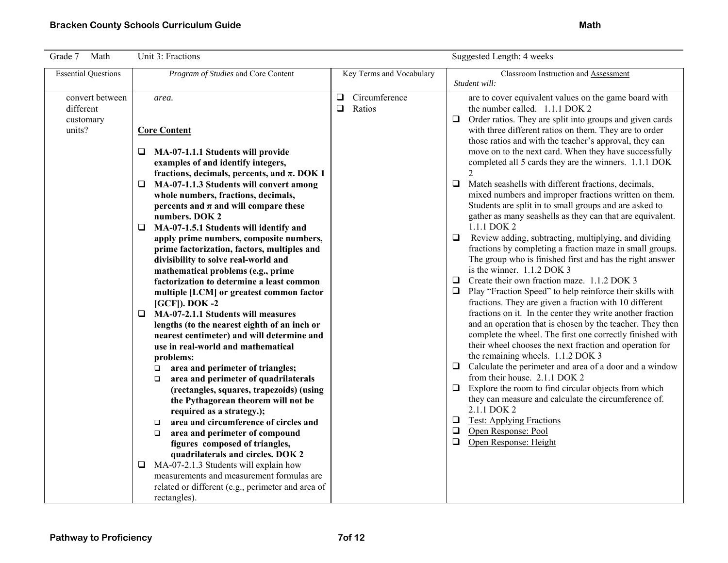| Grade 7 Math | Unit 3: Fractions | | Suggested Length: 4 weeks |
|---|---|---|---|
| Essential Questions | *Program of Studies* and Core Content | Key Terms and Vocabulary | Classroom Instruction and Assessment<br>*Student will:* |
| convert between different customary units? | *area.*<br><br>**Core Content**<br><br>❑ **MA-07-1.1.1 Students will provide examples of and identify integers, fractions, decimals, percents, and π. DOK 1**<br>❑ **MA-07-1.1.3 Students will convert among whole numbers, fractions, decimals, percents and π and will compare these numbers. DOK 2**<br>❑ **MA-07-1.5.1 Students will identify and apply prime numbers, composite numbers, prime factorization, factors, multiples and divisibility to solve real-world and mathematical problems (e.g., prime factorization to determine a least common multiple [LCM] or greatest common factor [GCF]). DOK -2**<br>❑ **MA-07-2.1.1 Students will measures lengths (to the nearest eighth of an inch or nearest centimeter) and will determine and use in real-world and mathematical problems:**<br>  ❑ **area and perimeter of triangles;**<br>  ❑ **area and perimeter of quadrilaterals (rectangles, squares, trapezoids) (using the Pythagorean theorem will not be required as a strategy.);**<br>  ❑ **area and circumference of circles and**<br>  ❑ **area and perimeter of compound figures composed of triangles, quadrilaterals and circles. DOK 2**<br>❑ MA-07-2.1.3 Students will explain how measurements and measurement formulas are related or different (e.g., perimeter and area of rectangles). | ❑ Circumference<br>❑ Ratios | are to cover equivalent values on the game board with the number called. 1.1.1 DOK 2<br>❑ Order ratios. They are split into groups and given cards with three different ratios on them. They are to order those ratios and with the teacher's approval, they can move on to the next card. When they have successfully completed all 5 cards they are the winners. 1.1.1 DOK 2<br>❑ Match seashells with different fractions, decimals, mixed numbers and improper fractions written on them. Students are split in to small groups and are asked to gather as many seashells as they can that are equivalent. 1.1.1 DOK 2<br>❑ Review adding, subtracting, multiplying, and dividing fractions by completing a fraction maze in small groups. The group who is finished first and has the right answer is the winner. 1.1.2 DOK 3<br>❑ Create their own fraction maze. 1.1.2 DOK 3<br>❑ Play "Fraction Speed" to help reinforce their skills with fractions. They are given a fraction with 10 different fractions on it. In the center they write another fraction and an operation that is chosen by the teacher. They then complete the wheel. The first one correctly finished with their wheel chooses the next fraction and operation for the remaining wheels. 1.1.2 DOK 3<br>❑ Calculate the perimeter and area of a door and a window from their house. 2.1.1 DOK 2<br>❑ Explore the room to find circular objects from which they can measure and calculate the circumference of. 2.1.1 DOK 2<br>❑ <u>Test: Applying Fractions</u><br>❑ <u>Open Response: Pool</u><br>❑ <u>Open Response: Height</u> |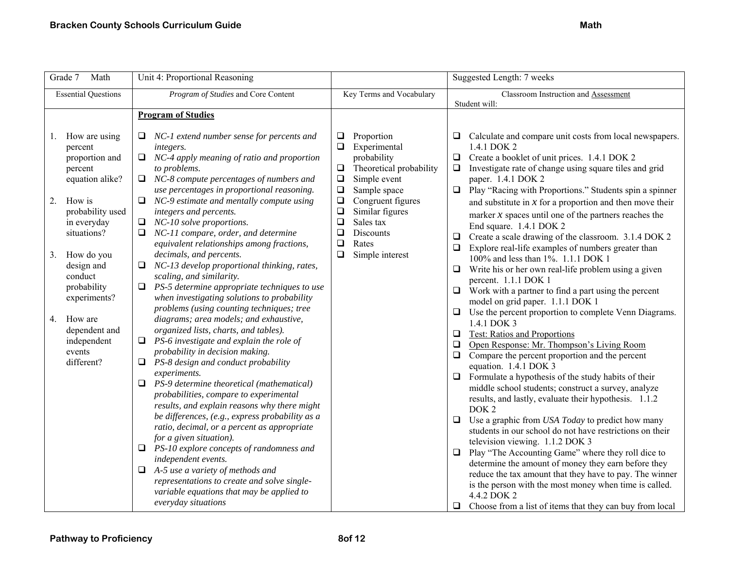| Grade 7 Math | Unit 4: Proportional Reasoning | | Suggested Length: 7 weeks |
|---|---|---|---|
| Essential Questions | *Program of Studies* and Core Content | Key Terms and Vocabulary | Classroom Instruction and Assessment<br>Student will: |
| 1. How are using percent proportion and percent equation alike?<br><br>2. How is probability used in everyday situations?<br><br>3. How do you design and conduct probability experiments?<br><br>4. How are dependent and independent events different? | **Program of Studies**<br><br>❑ *NC-1 extend number sense for percents and integers.*<br>❑ *NC-4 apply meaning of ratio and proportion to problems.*<br>❑ *NC-8 compute percentages of numbers and use percentages in proportional reasoning.*<br>❑ *NC-9 estimate and mentally compute using integers and percents.*<br>❑ *NC-10 solve proportions.*<br>❑ *NC-11 compare, order, and determine equivalent relationships among fractions, decimals, and percents.*<br>❑ *NC-13 develop proportional thinking, rates, scaling, and similarity.*<br>❑ *PS-5 determine appropriate techniques to use when investigating solutions to probability problems (using counting techniques; tree diagrams; area models; and exhaustive, organized lists, charts, and tables).*<br>❑ *PS-6 investigate and explain the role of probability in decision making.*<br>❑ *PS-8 design and conduct probability experiments.*<br>❑ *PS-9 determine theoretical (mathematical) probabilities, compare to experimental results, and explain reasons why there might be differences, (e.g., express probability as a ratio, decimal, or a percent as appropriate for a given situation).*<br>❑ *PS-10 explore concepts of randomness and independent events.*<br>❑ *A-5 use a variety of methods and representations to create and solve single-variable equations that may be applied to everyday situations* | ❑ Proportion<br>❑ Experimental probability<br>❑ Theoretical probability<br>❑ Simple event<br>❑ Sample space<br>❑ Congruent figures<br>❑ Similar figures<br>❑ Sales tax<br>❑ Discounts<br>❑ Rates<br>❑ Simple interest | ❑ Calculate and compare unit costs from local newspapers. 1.4.1 DOK 2<br>❑ Create a booklet of unit prices. 1.4.1 DOK 2<br>❑ Investigate rate of change using square tiles and grid paper. 1.4.1 DOK 2<br>❑ Play "Racing with Proportions." Students spin a spinner and substitute in $x$ for a proportion and then move their marker $x$ spaces until one of the partners reaches the End square. 1.4.1 DOK 2<br>❑ Create a scale drawing of the classroom. 3.1.4 DOK 2<br>❑ Explore real-life examples of numbers greater than 100% and less than 1%. 1.1.1 DOK 1<br>❑ Write his or her own real-life problem using a given percent. 1.1.1 DOK 1<br>❑ Work with a partner to find a part using the percent model on grid paper. 1.1.1 DOK 1<br>❑ Use the percent proportion to complete Venn Diagrams. 1.4.1 DOK 3<br>❑ Test: Ratios and Proportions<br>❑ Open Response: Mr. Thompson's Living Room<br>❑ Compare the percent proportion and the percent equation. 1.4.1 DOK 3<br>❑ Formulate a hypothesis of the study habits of their middle school students; construct a survey, analyze results, and lastly, evaluate their hypothesis. 1.1.2 DOK 2<br>❑ Use a graphic from *USA Today* to predict how many students in our school do not have restrictions on their television viewing. 1.1.2 DOK 3<br>❑ Play "The Accounting Game" where they roll dice to determine the amount of money they earn before they reduce the tax amount that they have to pay. The winner is the person with the most money when time is called. 4.4.2 DOK 2<br>❑ Choose from a list of items that they can buy from local |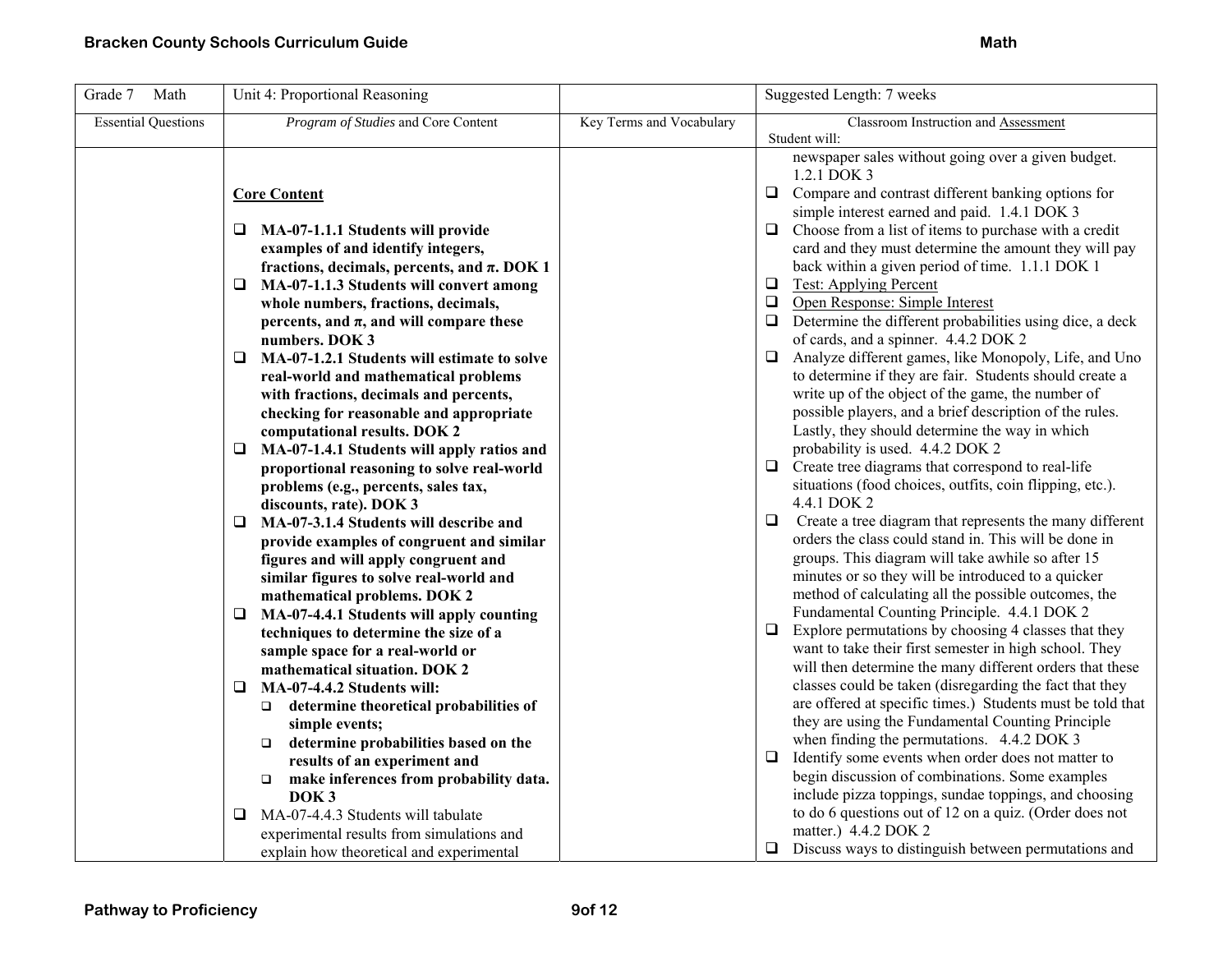| Grade 7 Math | Unit 4: Proportional Reasoning | | Suggested Length: 7 weeks |
|---|---|---|---|
| Essential Questions | *Program of Studies* and Core Content | Key Terms and Vocabulary | Classroom Instruction and Assessment<br>Student will: |
| | **Core Content**<br><br>❑ **MA-07-1.1.1 Students will provide examples of and identify integers, fractions, decimals, percents, and π. DOK 1**<br>❑ **MA-07-1.1.3 Students will convert among whole numbers, fractions, decimals, percents, and π, and will compare these numbers. DOK 3**<br>❑ **MA-07-1.2.1 Students will estimate to solve real-world and mathematical problems with fractions, decimals and percents, checking for reasonable and appropriate computational results. DOK 2**<br>❑ **MA-07-1.4.1 Students will apply ratios and proportional reasoning to solve real-world problems (e.g., percents, sales tax, discounts, rate). DOK 3**<br>❑ **MA-07-3.1.4 Students will describe and provide examples of congruent and similar figures and will apply congruent and similar figures to solve real-world and mathematical problems. DOK 2**<br>❑ **MA-07-4.4.1 Students will apply counting techniques to determine the size of a sample space for a real-world or mathematical situation. DOK 2**<br>❑ **MA-07-4.4.2 Students will:**<br>&nbsp;&nbsp;❑ **determine theoretical probabilities of simple events;**<br>&nbsp;&nbsp;❑ **determine probabilities based on the results of an experiment and**<br>&nbsp;&nbsp;❑ **make inferences from probability data. DOK 3**<br>❑ MA-07-4.4.3 Students will tabulate experimental results from simulations and explain how theoretical and experimental | | newspaper sales without going over a given budget. 1.2.1 DOK 3<br>❑ Compare and contrast different banking options for simple interest earned and paid. 1.4.1 DOK 3<br>❑ Choose from a list of items to purchase with a credit card and they must determine the amount they will pay back within a given period of time. 1.1.1 DOK 1<br>❑ <u>Test: Applying Percent</u><br>❑ <u>Open Response: Simple Interest</u><br>❑ Determine the different probabilities using dice, a deck of cards, and a spinner. 4.4.2 DOK 2<br>❑ Analyze different games, like Monopoly, Life, and Uno to determine if they are fair. Students should create a write up of the object of the game, the number of possible players, and a brief description of the rules. Lastly, they should determine the way in which probability is used. 4.4.2 DOK 2<br>❑ Create tree diagrams that correspond to real-life situations (food choices, outfits, coin flipping, etc.). 4.4.1 DOK 2<br>❑ Create a tree diagram that represents the many different orders the class could stand in. This will be done in groups. This diagram will take awhile so after 15 minutes or so they will be introduced to a quicker method of calculating all the possible outcomes, the Fundamental Counting Principle. 4.4.1 DOK 2<br>❑ Explore permutations by choosing 4 classes that they want to take their first semester in high school. They will then determine the many different orders that these classes could be taken (disregarding the fact that they are offered at specific times.) Students must be told that they are using the Fundamental Counting Principle when finding the permutations. 4.4.2 DOK 3<br>❑ Identify some events when order does not matter to begin discussion of combinations. Some examples include pizza toppings, sundae toppings, and choosing to do 6 questions out of 12 on a quiz. (Order does not matter.) 4.4.2 DOK 2<br>❑ Discuss ways to distinguish between permutations and |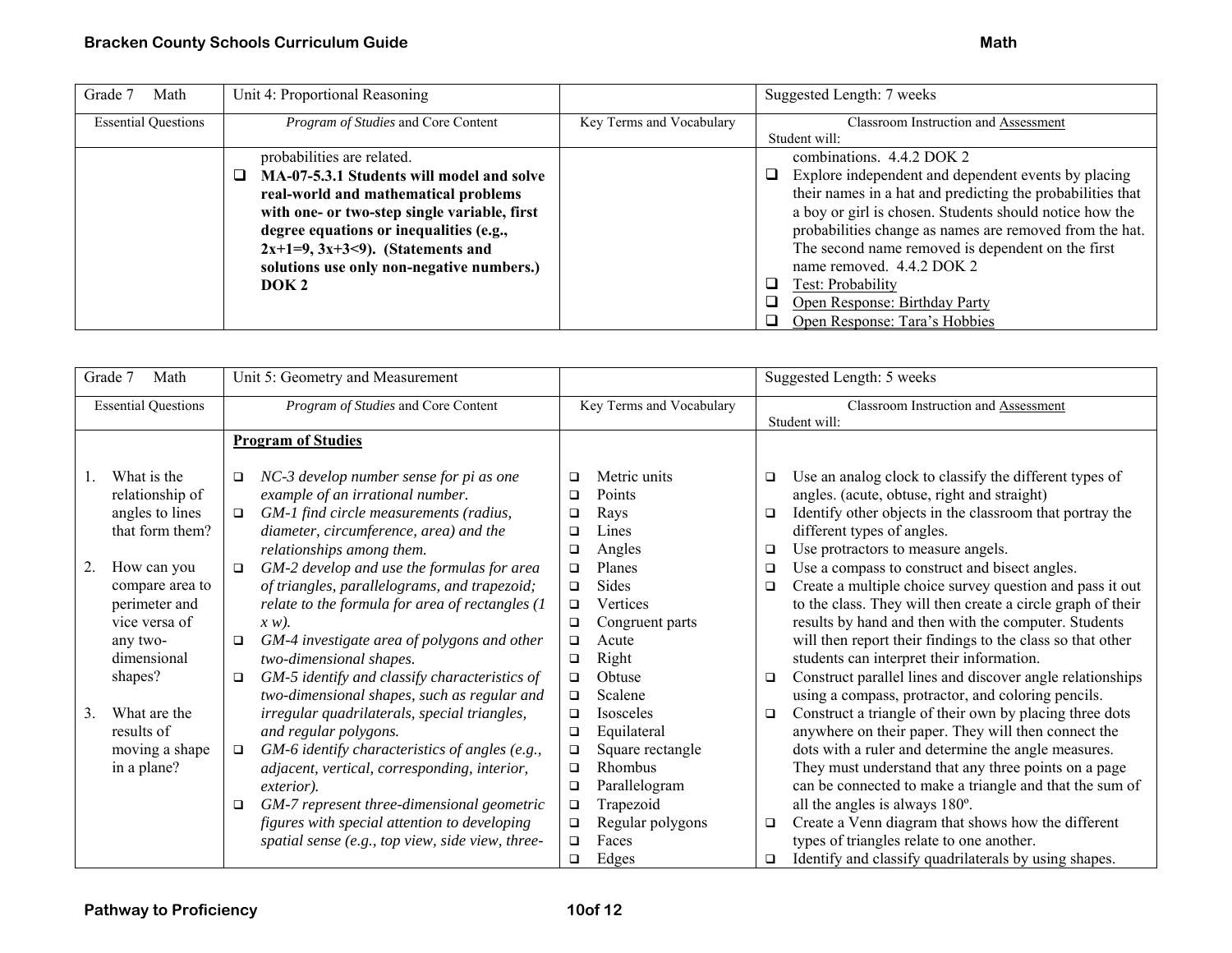| Grade 7 Math | Unit 4: Proportional Reasoning | | Suggested Length: 7 weeks |
|---|---|---|---|
| Essential Questions | *Program of Studies* and Core Content | Key Terms and Vocabulary | Classroom Instruction and Assessment<br>Student will: |
| | probabilities are related.<br>❑ **MA-07-5.3.1 Students will model and solve real-world and mathematical problems with one- or two-step single variable, first degree equations or inequalities (e.g., 2x+1=9, 3x+3<9). (Statements and solutions use only non-negative numbers.) DOK 2** | | combinations. 4.4.2 DOK 2<br>❑ Explore independent and dependent events by placing their names in a hat and predicting the probabilities that a boy or girl is chosen. Students should notice how the probabilities change as names are removed from the hat. The second name removed is dependent on the first name removed. 4.4.2 DOK 2<br>❑ Test: Probability<br>❑ Open Response: Birthday Party<br>❑ Open Response: Tara's Hobbies |

| Grade 7 Math | Unit 5: Geometry and Measurement | | Suggested Length: 5 weeks |
|---|---|---|---|
| Essential Questions | *Program of Studies* and Core Content | Key Terms and Vocabulary | Classroom Instruction and Assessment<br>Student will: |
| 1. What is the relationship of angles to lines that form them?<br>2. How can you compare area to perimeter and vice versa of any two-dimensional shapes?<br>3. What are the results of moving a shape in a plane? | **Program of Studies**<br>❑ *NC-3 develop number sense for pi as one example of an irrational number.*<br>❑ *GM-1 find circle measurements (radius, diameter, circumference, area) and the relationships among them.*<br>❑ *GM-2 develop and use the formulas for area of triangles, parallelograms, and trapezoid; relate to the formula for area of rectangles (1 x w).*<br>❑ *GM-4 investigate area of polygons and other two-dimensional shapes.*<br>❑ *GM-5 identify and classify characteristics of two-dimensional shapes, such as regular and irregular quadrilaterals, special triangles, and regular polygons.*<br>❑ *GM-6 identify characteristics of angles (e.g., adjacent, vertical, corresponding, interior, exterior).*<br>❑ *GM-7 represent three-dimensional geometric figures with special attention to developing spatial sense (e.g., top view, side view, three-* | ❑ Metric units<br>❑ Points<br>❑ Rays<br>❑ Lines<br>❑ Angles<br>❑ Planes<br>❑ Sides<br>❑ Vertices<br>❑ Congruent parts<br>❑ Acute<br>❑ Right<br>❑ Obtuse<br>❑ Scalene<br>❑ Isosceles<br>❑ Equilateral<br>❑ Square rectangle<br>❑ Rhombus<br>❑ Parallelogram<br>❑ Trapezoid<br>❑ Regular polygons<br>❑ Faces<br>❑ Edges | ❑ Use an analog clock to classify the different types of angles. (acute, obtuse, right and straight)<br>❑ Identify other objects in the classroom that portray the different types of angles.<br>❑ Use protractors to measure angels.<br>❑ Use a compass to construct and bisect angles.<br>❑ Create a multiple choice survey question and pass it out to the class. They will then create a circle graph of their results by hand and then with the computer. Students will then report their findings to the class so that other students can interpret their information.<br>❑ Construct parallel lines and discover angle relationships using a compass, protractor, and coloring pencils.<br>❑ Construct a triangle of their own by placing three dots anywhere on their paper. They will then connect the dots with a ruler and determine the angle measures. They must understand that any three points on a page can be connected to make a triangle and that the sum of all the angles is always 180º.<br>❑ Create a Venn diagram that shows how the different types of triangles relate to one another.<br>❑ Identify and classify quadrilaterals by using shapes. |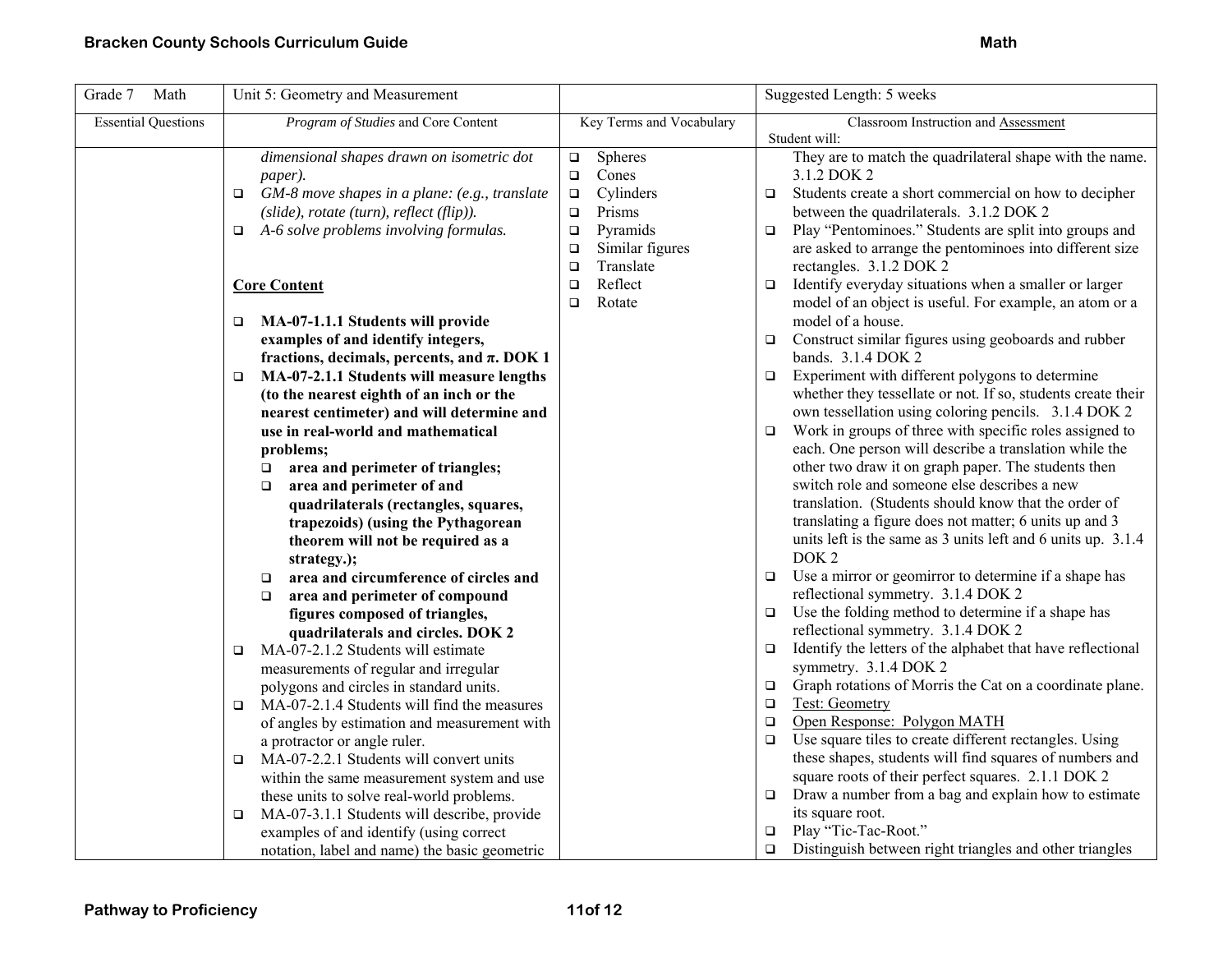| Grade 7 Math | Unit 5: Geometry and Measurement | | Suggested Length: 5 weeks |
|---|---|---|---|
| Essential Questions | *Program of Studies* and Core Content | Key Terms and Vocabulary | Classroom Instruction and Assessment<br>Student will: |
| | *dimensional shapes drawn on isometric dot paper).*<br>❑ *GM-8 move shapes in a plane: (e.g., translate (slide), rotate (turn), reflect (flip)).*<br>❑ *A-6 solve problems involving formulas.*<br><br>**Core Content**<br><br>❑ **MA-07-1.1.1 Students will provide examples of and identify integers, fractions, decimals, percents, and π. DOK 1**<br>❑ **MA-07-2.1.1 Students will measure lengths (to the nearest eighth of an inch or the nearest centimeter) and will determine and use in real-world and mathematical problems;**<br>❑ **area and perimeter of triangles;**<br>❑ **area and perimeter of and quadrilaterals (rectangles, squares, trapezoids) (using the Pythagorean theorem will not be required as a strategy.);**<br>❑ **area and circumference of circles and**<br>❑ **area and perimeter of compound figures composed of triangles, quadrilaterals and circles. DOK 2**<br>❑ MA-07-2.1.2 Students will estimate measurements of regular and irregular polygons and circles in standard units.<br>❑ MA-07-2.1.4 Students will find the measures of angles by estimation and measurement with a protractor or angle ruler.<br>❑ MA-07-2.2.1 Students will convert units within the same measurement system and use these units to solve real-world problems.<br>❑ MA-07-3.1.1 Students will describe, provide examples of and identify (using correct notation, label and name) the basic geometric | ❑ Spheres<br>❑ Cones<br>❑ Cylinders<br>❑ Prisms<br>❑ Pyramids<br>❑ Similar figures<br>❑ Translate<br>❑ Reflect<br>❑ Rotate | They are to match the quadrilateral shape with the name. 3.1.2 DOK 2<br>❑ Students create a short commercial on how to decipher between the quadrilaterals. 3.1.2 DOK 2<br>❑ Play "Pentominoes." Students are split into groups and are asked to arrange the pentominoes into different size rectangles. 3.1.2 DOK 2<br>❑ Identify everyday situations when a smaller or larger model of an object is useful. For example, an atom or a model of a house.<br>❑ Construct similar figures using geoboards and rubber bands. 3.1.4 DOK 2<br>❑ Experiment with different polygons to determine whether they tessellate or not. If so, students create their own tessellation using coloring pencils. 3.1.4 DOK 2<br>❑ Work in groups of three with specific roles assigned to each. One person will describe a translation while the other two draw it on graph paper. The students then switch role and someone else describes a new translation. (Students should know that the order of translating a figure does not matter; 6 units up and 3 units left is the same as 3 units left and 6 units up. 3.1.4 DOK 2<br>❑ Use a mirror or geomirror to determine if a shape has reflectional symmetry. 3.1.4 DOK 2<br>❑ Use the folding method to determine if a shape has reflectional symmetry. 3.1.4 DOK 2<br>❑ Identify the letters of the alphabet that have reflectional symmetry. 3.1.4 DOK 2<br>❑ Graph rotations of Morris the Cat on a coordinate plane.<br>❑ <u>Test: Geometry</u><br>❑ <u>Open Response: Polygon MATH</u><br>❑ Use square tiles to create different rectangles. Using these shapes, students will find squares of numbers and square roots of their perfect squares. 2.1.1 DOK 2<br>❑ Draw a number from a bag and explain how to estimate its square root.<br>❑ Play "Tic-Tac-Root."<br>❑ Distinguish between right triangles and other triangles |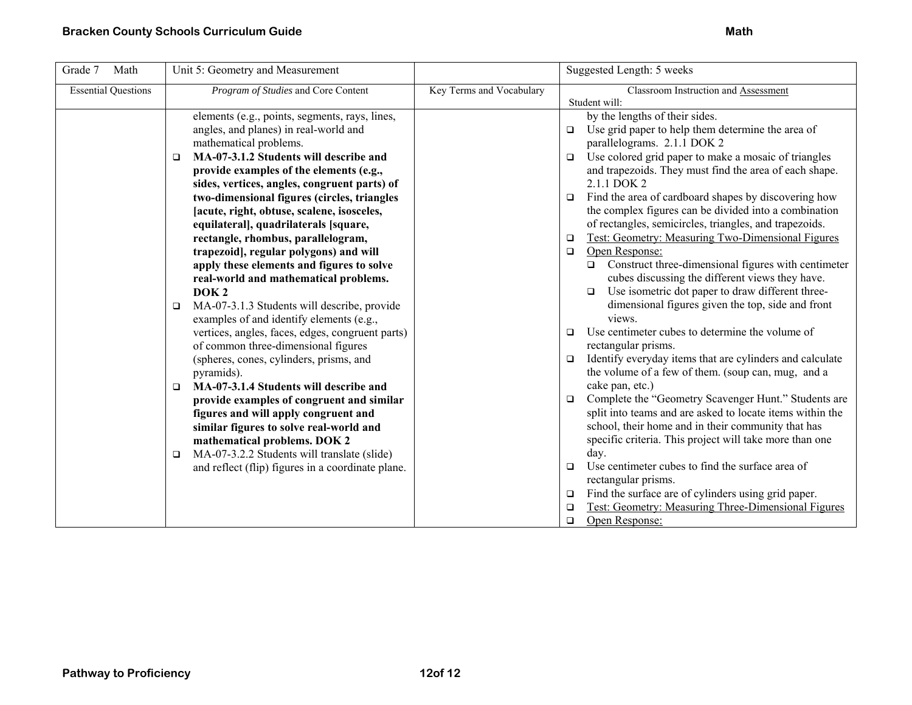| Grade 7 Math | Unit 5: Geometry and Measurement | | Suggested Length: 5 weeks |
|---|---|---|---|
| Essential Questions | *Program of Studies* and Core Content | Key Terms and Vocabulary | Classroom Instruction and Assessment<br>Student will: |
| | elements (e.g., points, segments, rays, lines, angles, and planes) in real-world and mathematical problems.<br>❑ **MA-07-3.1.2 Students will describe and provide examples of the elements (e.g., sides, vertices, angles, congruent parts) of two-dimensional figures (circles, triangles [acute, right, obtuse, scalene, isosceles, equilateral], quadrilaterals [square, rectangle, rhombus, parallelogram, trapezoid], regular polygons) and will apply these elements and figures to solve real-world and mathematical problems. DOK 2**<br>❑ MA-07-3.1.3 Students will describe, provide examples of and identify elements (e.g., vertices, angles, faces, edges, congruent parts) of common three-dimensional figures (spheres, cones, cylinders, prisms, and pyramids).<br>❑ **MA-07-3.1.4 Students will describe and provide examples of congruent and similar figures and will apply congruent and similar figures to solve real-world and mathematical problems. DOK 2**<br>❑ MA-07-3.2.2 Students will translate (slide) and reflect (flip) figures in a coordinate plane. | | by the lengths of their sides.<br>❑ Use grid paper to help them determine the area of parallelograms. 2.1.1 DOK 2<br>❑ Use colored grid paper to make a mosaic of triangles and trapezoids. They must find the area of each shape. 2.1.1 DOK 2<br>❑ Find the area of cardboard shapes by discovering how the complex figures can be divided into a combination of rectangles, semicircles, triangles, and trapezoids.<br>❑ Test: Geometry: Measuring Two-Dimensional Figures<br>❑ Open Response:<br>&nbsp;&nbsp;&nbsp;&nbsp;❑ Construct three-dimensional figures with centimeter cubes discussing the different views they have.<br>&nbsp;&nbsp;&nbsp;&nbsp;❑ Use isometric dot paper to draw different three-dimensional figures given the top, side and front views.<br>❑ Use centimeter cubes to determine the volume of rectangular prisms.<br>❑ Identify everyday items that are cylinders and calculate the volume of a few of them. (soup can, mug, and a cake pan, etc.)<br>❑ Complete the "Geometry Scavenger Hunt." Students are split into teams and are asked to locate items within the school, their home and in their community that has specific criteria. This project will take more than one day.<br>❑ Use centimeter cubes to find the surface area of rectangular prisms.<br>❑ Find the surface are of cylinders using grid paper.<br>❑ Test: Geometry: Measuring Three-Dimensional Figures<br>❑ Open Response: |